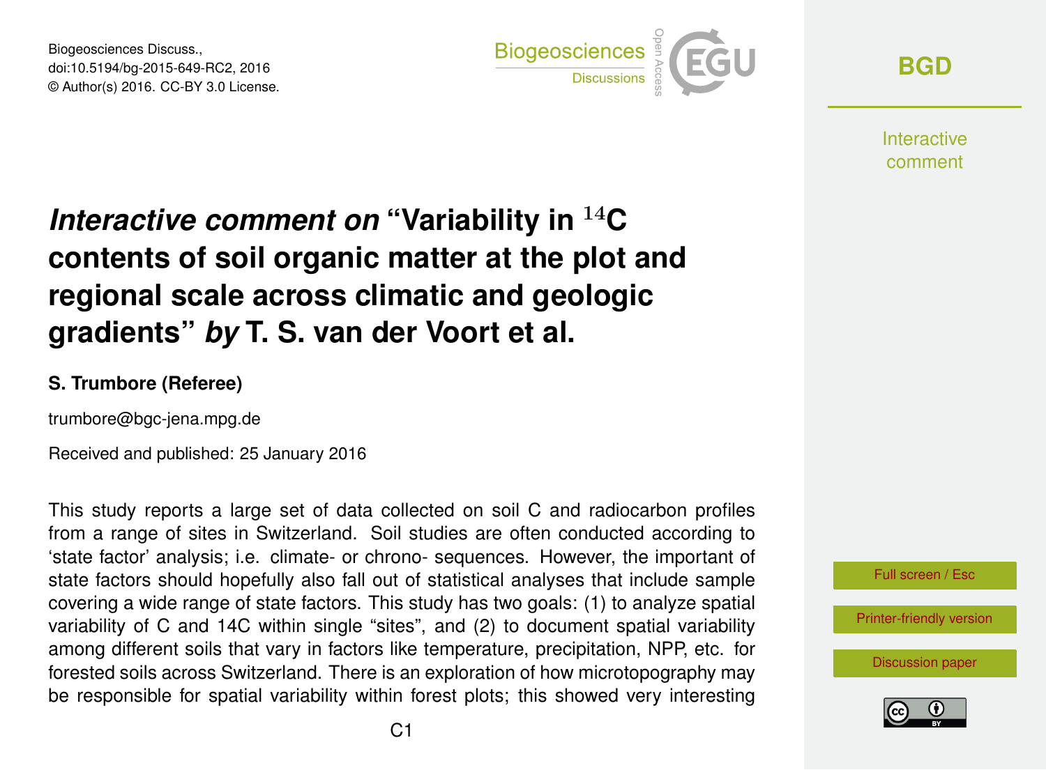Biogeosciences Discuss.,
doi:10.5194/bg-2015-649-RC2, 2016
© Author(s) 2016. CC-BY 3.0 License.

# *Interactive comment on* "Variability in $^{14}$C contents of soil organic matter at the plot and regional scale across climatic and geologic gradients" *by* T. S. van der Voort et al.

**S. Trumbore (Referee)**

trumbore@bgc-jena.mpg.de

Received and published: 25 January 2016

This study reports a large set of data collected on soil C and radiocarbon profiles from a range of sites in Switzerland. Soil studies are often conducted according to 'state factor' analysis; i.e. climate- or chrono- sequences. However, the important of state factors should hopefully also fall out of statistical analyses that include sample covering a wide range of state factors. This study has two goals: (1) to analyze spatial variability of C and 14C within single "sites", and (2) to document spatial variability among different soils that vary in factors like temperature, precipitation, NPP, etc. for forested soils across Switzerland. There is an exploration of how microtopography may be responsible for spatial variability within forest plots; this showed very interesting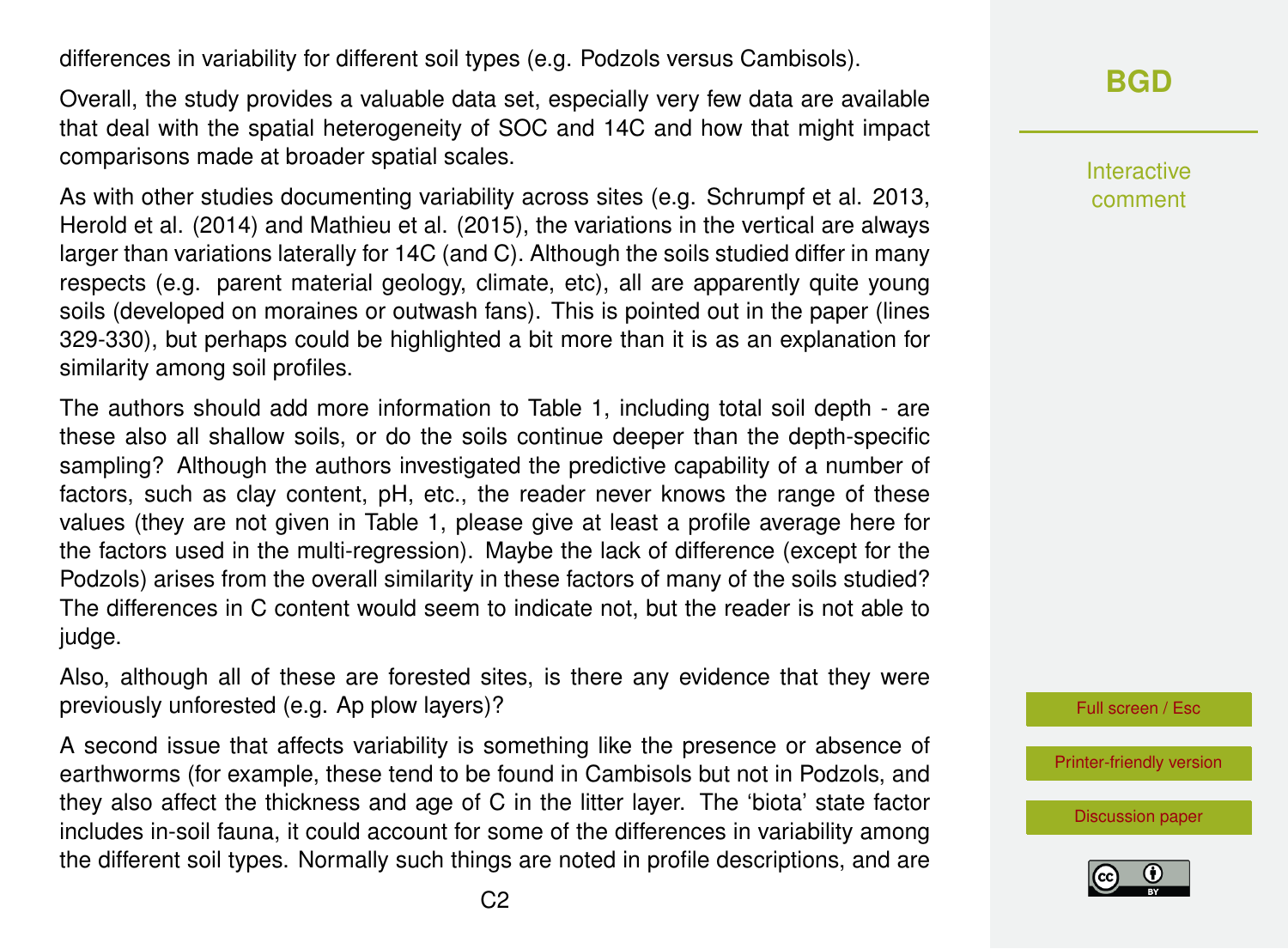differences in variability for different soil types (e.g. Podzols versus Cambisols).

Overall, the study provides a valuable data set, especially very few data are available that deal with the spatial heterogeneity of SOC and 14C and how that might impact comparisons made at broader spatial scales.

As with other studies documenting variability across sites (e.g. Schrumpf et al. 2013, Herold et al. (2014) and Mathieu et al. (2015), the variations in the vertical are always larger than variations laterally for 14C (and C). Although the soils studied differ in many respects (e.g. parent material geology, climate, etc), all are apparently quite young soils (developed on moraines or outwash fans). This is pointed out in the paper (lines 329-330), but perhaps could be highlighted a bit more than it is as an explanation for similarity among soil profiles.

The authors should add more information to Table 1, including total soil depth - are these also all shallow soils, or do the soils continue deeper than the depth-specific sampling? Although the authors investigated the predictive capability of a number of factors, such as clay content, pH, etc., the reader never knows the range of these values (they are not given in Table 1, please give at least a profile average here for the factors used in the multi-regression). Maybe the lack of difference (except for the Podzols) arises from the overall similarity in these factors of many of the soils studied? The differences in C content would seem to indicate not, but the reader is not able to judge.

Also, although all of these are forested sites, is there any evidence that they were previously unforested (e.g. Ap plow layers)?

A second issue that affects variability is something like the presence or absence of earthworms (for example, these tend to be found in Cambisols but not in Podzols, and they also affect the thickness and age of C in the litter layer. The 'biota' state factor includes in-soil fauna, it could account for some of the differences in variability among the different soil types. Normally such things are noted in profile descriptions, and are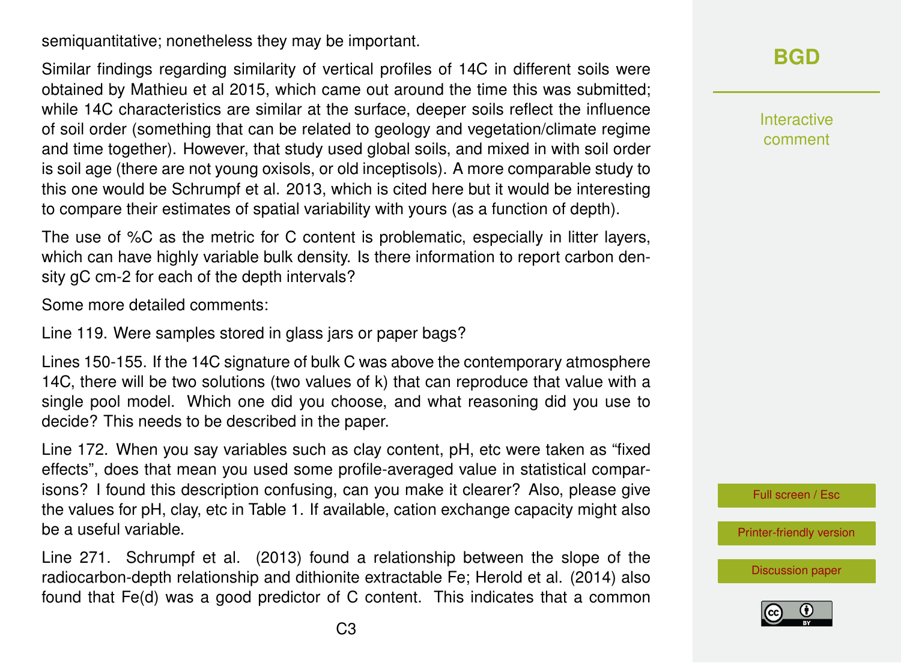semiquantitative; nonetheless they may be important.

Similar findings regarding similarity of vertical profiles of 14C in different soils were obtained by Mathieu et al 2015, which came out around the time this was submitted; while 14C characteristics are similar at the surface, deeper soils reflect the influence of soil order (something that can be related to geology and vegetation/climate regime and time together). However, that study used global soils, and mixed in with soil order is soil age (there are not young oxisols, or old inceptisols). A more comparable study to this one would be Schrumpf et al. 2013, which is cited here but it would be interesting to compare their estimates of spatial variability with yours (as a function of depth).

The use of %C as the metric for C content is problematic, especially in litter layers, which can have highly variable bulk density. Is there information to report carbon density gC cm-2 for each of the depth intervals?

Some more detailed comments:

Line 119. Were samples stored in glass jars or paper bags?

Lines 150-155. If the 14C signature of bulk C was above the contemporary atmosphere 14C, there will be two solutions (two values of k) that can reproduce that value with a single pool model. Which one did you choose, and what reasoning did you use to decide? This needs to be described in the paper.

Line 172. When you say variables such as clay content, pH, etc were taken as "fixed effects", does that mean you used some profile-averaged value in statistical comparisons? I found this description confusing, can you make it clearer? Also, please give the values for pH, clay, etc in Table 1. If available, cation exchange capacity might also be a useful variable.

Line 271. Schrumpf et al. (2013) found a relationship between the slope of the radiocarbon-depth relationship and dithionite extractable Fe; Herold et al. (2014) also found that Fe(d) was a good predictor of C content. This indicates that a common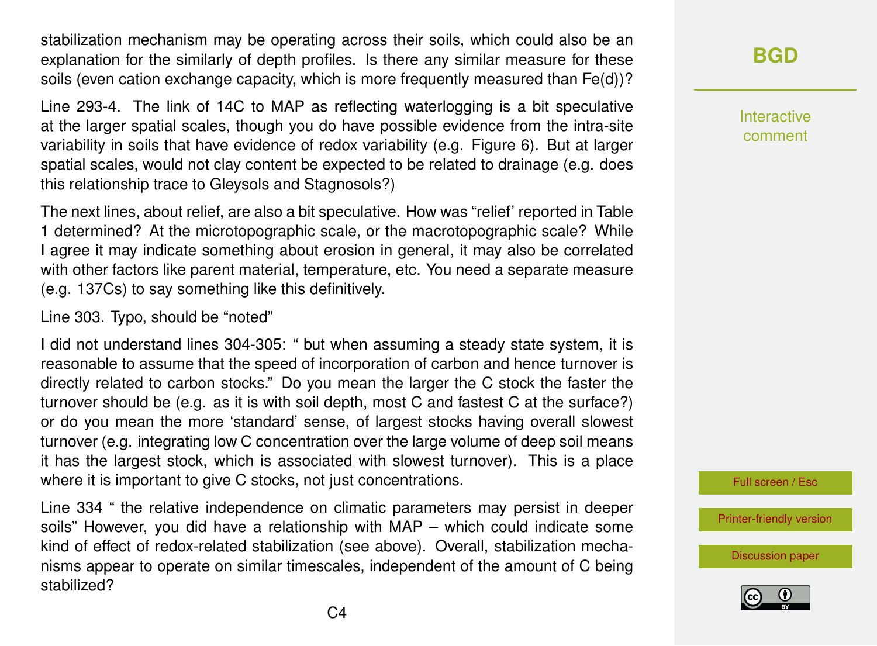stabilization mechanism may be operating across their soils, which could also be an explanation for the similarly of depth profiles. Is there any similar measure for these soils (even cation exchange capacity, which is more frequently measured than Fe(d))?

Line 293-4. The link of 14C to MAP as reflecting waterlogging is a bit speculative at the larger spatial scales, though you do have possible evidence from the intra-site variability in soils that have evidence of redox variability (e.g. Figure 6). But at larger spatial scales, would not clay content be expected to be related to drainage (e.g. does this relationship trace to Gleysols and Stagnosols?)

The next lines, about relief, are also a bit speculative. How was "relief' reported in Table 1 determined? At the microtopographic scale, or the macrotopographic scale? While I agree it may indicate something about erosion in general, it may also be correlated with other factors like parent material, temperature, etc. You need a separate measure (e.g. 137Cs) to say something like this definitively.

Line 303. Typo, should be "noted"

I did not understand lines 304-305: " but when assuming a steady state system, it is reasonable to assume that the speed of incorporation of carbon and hence turnover is directly related to carbon stocks." Do you mean the larger the C stock the faster the turnover should be (e.g. as it is with soil depth, most C and fastest C at the surface?) or do you mean the more 'standard' sense, of largest stocks having overall slowest turnover (e.g. integrating low C concentration over the large volume of deep soil means it has the largest stock, which is associated with slowest turnover). This is a place where it is important to give C stocks, not just concentrations.

Line 334 " the relative independence on climatic parameters may persist in deeper soils" However, you did have a relationship with MAP – which could indicate some kind of effect of redox-related stabilization (see above). Overall, stabilization mechanisms appear to operate on similar timescales, independent of the amount of C being stabilized?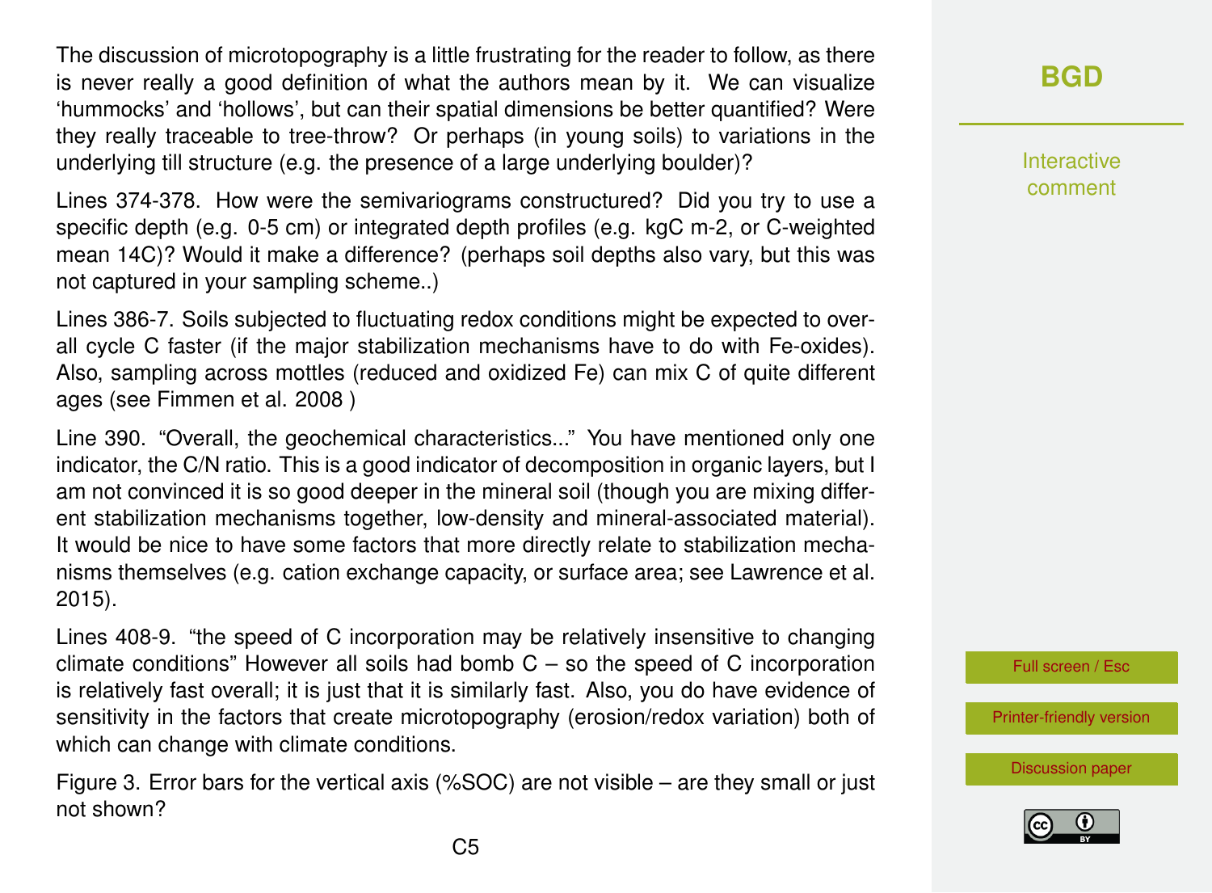The discussion of microtopography is a little frustrating for the reader to follow, as there is never really a good definition of what the authors mean by it. We can visualize 'hummocks' and 'hollows', but can their spatial dimensions be better quantified? Were they really traceable to tree-throw? Or perhaps (in young soils) to variations in the underlying till structure (e.g. the presence of a large underlying boulder)?

Lines 374-378. How were the semivariograms constructured? Did you try to use a specific depth (e.g. 0-5 cm) or integrated depth profiles (e.g. kgC m-2, or C-weighted mean 14C)? Would it make a difference? (perhaps soil depths also vary, but this was not captured in your sampling scheme..)

Lines 386-7. Soils subjected to fluctuating redox conditions might be expected to overall cycle C faster (if the major stabilization mechanisms have to do with Fe-oxides). Also, sampling across mottles (reduced and oxidized Fe) can mix C of quite different ages (see Fimmen et al. 2008 )

Line 390. "Overall, the geochemical characteristics..." You have mentioned only one indicator, the C/N ratio. This is a good indicator of decomposition in organic layers, but I am not convinced it is so good deeper in the mineral soil (though you are mixing different stabilization mechanisms together, low-density and mineral-associated material). It would be nice to have some factors that more directly relate to stabilization mechanisms themselves (e.g. cation exchange capacity, or surface area; see Lawrence et al. 2015).

Lines 408-9. "the speed of C incorporation may be relatively insensitive to changing climate conditions" However all soils had bomb C – so the speed of C incorporation is relatively fast overall; it is just that it is similarly fast. Also, you do have evidence of sensitivity in the factors that create microtopography (erosion/redox variation) both of which can change with climate conditions.

Figure 3. Error bars for the vertical axis (%SOC) are not visible – are they small or just not shown?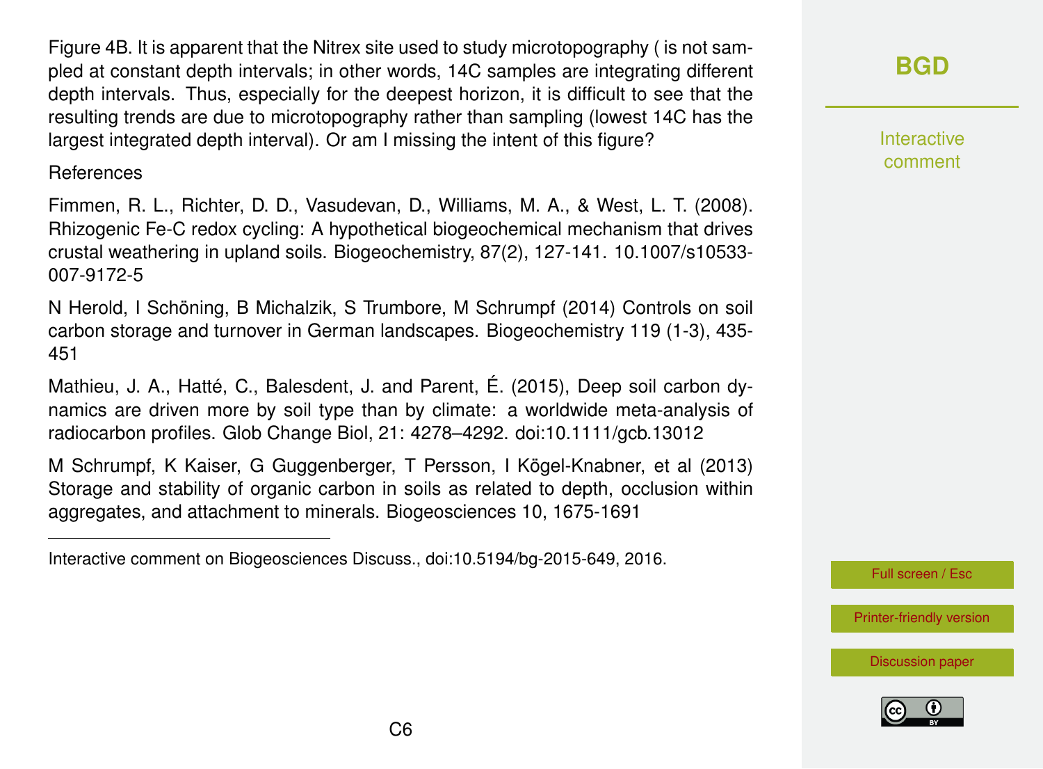Figure 4B. It is apparent that the Nitrex site used to study microtopography ( is not sampled at constant depth intervals; in other words, 14C samples are integrating different depth intervals. Thus, especially for the deepest horizon, it is difficult to see that the resulting trends are due to microtopography rather than sampling (lowest 14C has the largest integrated depth interval). Or am I missing the intent of this figure?

References

Fimmen, R. L., Richter, D. D., Vasudevan, D., Williams, M. A., & West, L. T. (2008). Rhizogenic Fe-C redox cycling: A hypothetical biogeochemical mechanism that drives crustal weathering in upland soils. Biogeochemistry, 87(2), 127-141. 10.1007/s10533-007-9172-5

N Herold, I Schöning, B Michalzik, S Trumbore, M Schrumpf (2014) Controls on soil carbon storage and turnover in German landscapes. Biogeochemistry 119 (1-3), 435-451

Mathieu, J. A., Hatté, C., Balesdent, J. and Parent, É. (2015), Deep soil carbon dynamics are driven more by soil type than by climate: a worldwide meta-analysis of radiocarbon profiles. Glob Change Biol, 21: 4278–4292. doi:10.1111/gcb.13012

M Schrumpf, K Kaiser, G Guggenberger, T Persson, I Kögel-Knabner, et al (2013) Storage and stability of organic carbon in soils as related to depth, occlusion within aggregates, and attachment to minerals. Biogeosciences 10, 1675-1691

---

Interactive comment on Biogeosciences Discuss., doi:10.5194/bg-2015-649, 2016.